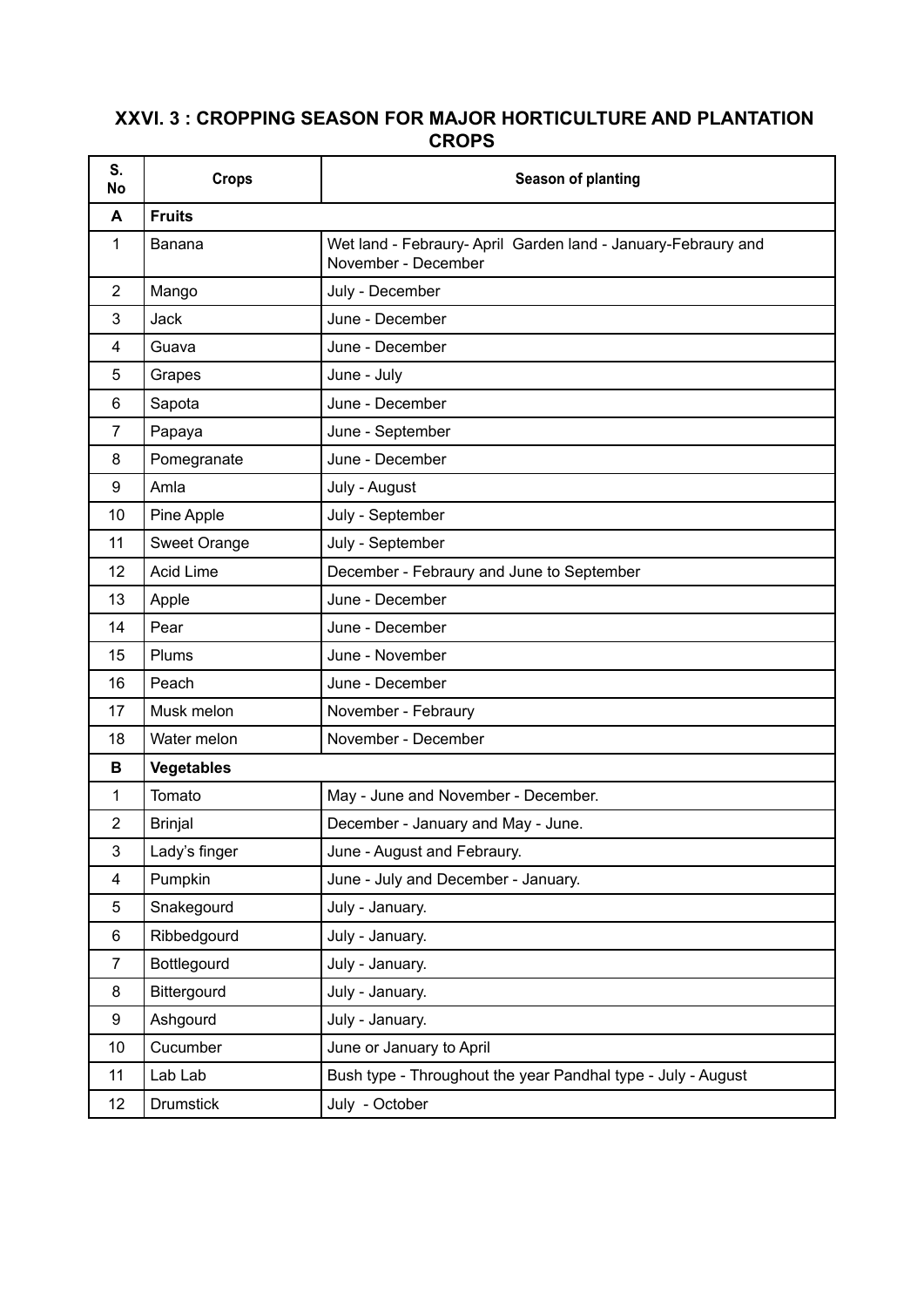## XXVI. 3 : CROPPING SEASON FOR MAJOR HORTICULTURE AND PLANTATION CROPS

| S. No | Crops | Season of planting |
|---|---|---|
| **A** | **Fruits** | |
| 1 | Banana | Wet land - Febraury- April Garden land - January-Febraury and November - December |
| 2 | Mango | July - December |
| 3 | Jack | June - December |
| 4 | Guava | June - December |
| 5 | Grapes | June - July |
| 6 | Sapota | June - December |
| 7 | Papaya | June - September |
| 8 | Pomegranate | June - December |
| 9 | Amla | July - August |
| 10 | Pine Apple | July - September |
| 11 | Sweet Orange | July - September |
| 12 | Acid Lime | December - Febraury and June to September |
| 13 | Apple | June - December |
| 14 | Pear | June - December |
| 15 | Plums | June - November |
| 16 | Peach | June - December |
| 17 | Musk melon | November - Febraury |
| 18 | Water melon | November - December |
| **B** | **Vegetables** | |
| 1 | Tomato | May - June and November - December. |
| 2 | Brinjal | December - January and May - June. |
| 3 | Lady's finger | June - August and Febraury. |
| 4 | Pumpkin | June - July and December - January. |
| 5 | Snakegourd | July - January. |
| 6 | Ribbedgourd | July - January. |
| 7 | Bottlegourd | July - January. |
| 8 | Bittergourd | July - January. |
| 9 | Ashgourd | July - January. |
| 10 | Cucumber | June or January to April |
| 11 | Lab Lab | Bush type - Throughout the year Pandhal type - July - August |
| 12 | Drumstick | July - October |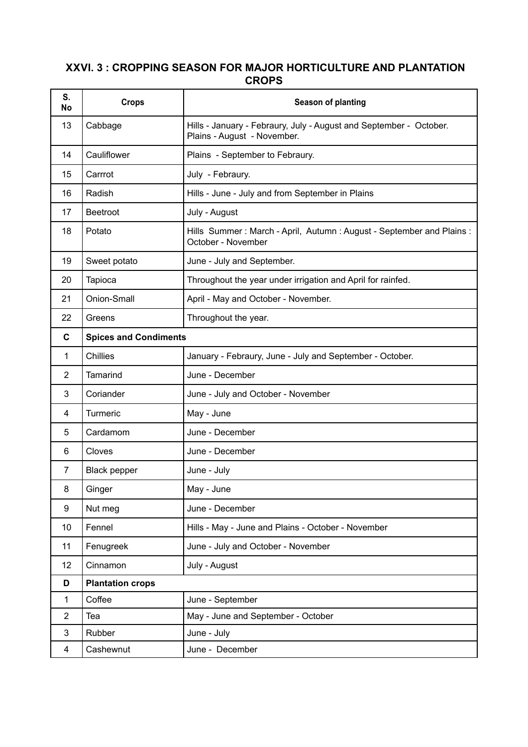## XXVI. 3 : CROPPING SEASON FOR MAJOR HORTICULTURE AND PLANTATION CROPS

| S. No | Crops | Season of planting |
|---|---|---|
| 13 | Cabbage | Hills - January - Febraury, July - August and September - October. Plains - August - November. |
| 14 | Cauliflower | Plains - September to Febraury. |
| 15 | Carrrot | July - Febraury. |
| 16 | Radish | Hills - June - July and from September in Plains |
| 17 | Beetroot | July - August |
| 18 | Potato | Hills Summer : March - April, Autumn : August - September and Plains : October - November |
| 19 | Sweet potato | June - July and September. |
| 20 | Tapioca | Throughout the year under irrigation and April for rainfed. |
| 21 | Onion-Small | April - May and October - November. |
| 22 | Greens | Throughout the year. |
| **C** | **Spices and Condiments** | |
| 1 | Chillies | January - Febraury, June - July and September - October. |
| 2 | Tamarind | June - December |
| 3 | Coriander | June - July and October - November |
| 4 | Turmeric | May - June |
| 5 | Cardamom | June - December |
| 6 | Cloves | June - December |
| 7 | Black pepper | June - July |
| 8 | Ginger | May - June |
| 9 | Nut meg | June - December |
| 10 | Fennel | Hills - May - June and Plains - October - November |
| 11 | Fenugreek | June - July and October - November |
| 12 | Cinnamon | July - August |
| **D** | **Plantation crops** | |
| 1 | Coffee | June - September |
| 2 | Tea | May - June and September - October |
| 3 | Rubber | June - July |
| 4 | Cashewnut | June - December |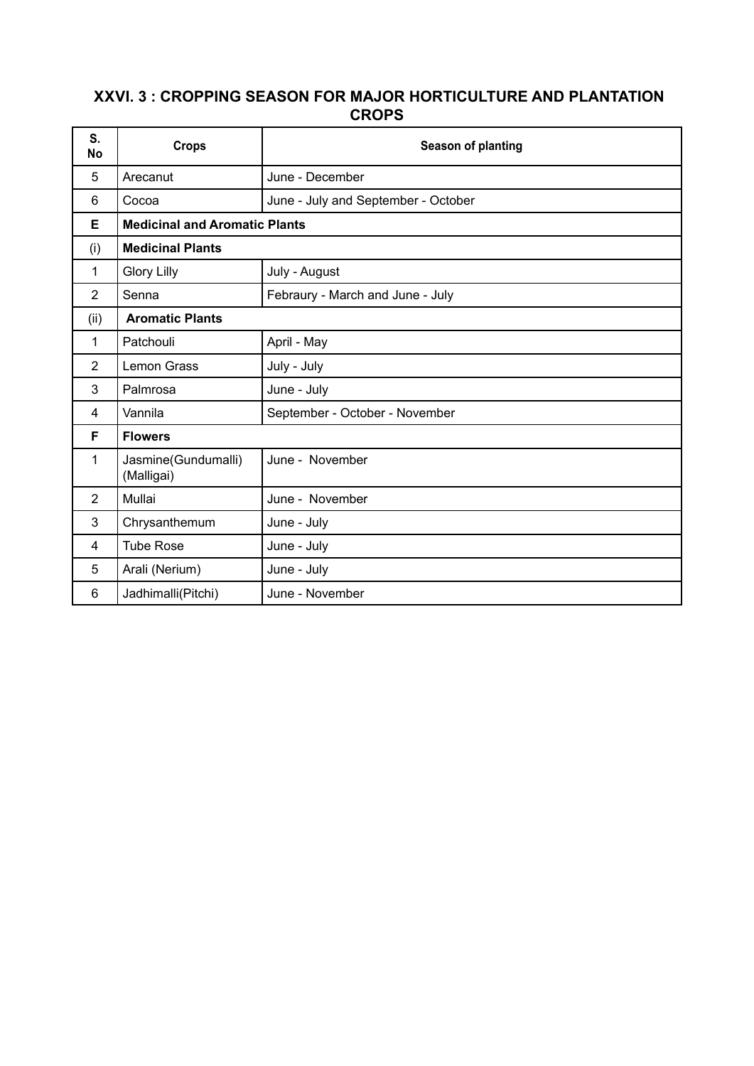## XXVI. 3 : CROPPING SEASON FOR MAJOR HORTICULTURE AND PLANTATION CROPS

| S. No | Crops | Season of planting |
|---|---|---|
| 5 | Arecanut | June - December |
| 6 | Cocoa | June - July and September - October |
| **E** | **Medicinal and Aromatic Plants** | |
| (i) | **Medicinal Plants** | |
| 1 | Glory Lilly | July - August |
| 2 | Senna | Febraury - March and June - July |
| (ii) | **Aromatic Plants** | |
| 1 | Patchouli | April - May |
| 2 | Lemon Grass | July - July |
| 3 | Palmrosa | June - July |
| 4 | Vannila | September - October - November |
| **F** | **Flowers** | |
| 1 | Jasmine(Gundumalli) (Malligai) | June - November |
| 2 | Mullai | June - November |
| 3 | Chrysanthemum | June - July |
| 4 | Tube Rose | June - July |
| 5 | Arali (Nerium) | June - July |
| 6 | Jadhimalli(Pitchi) | June - November |